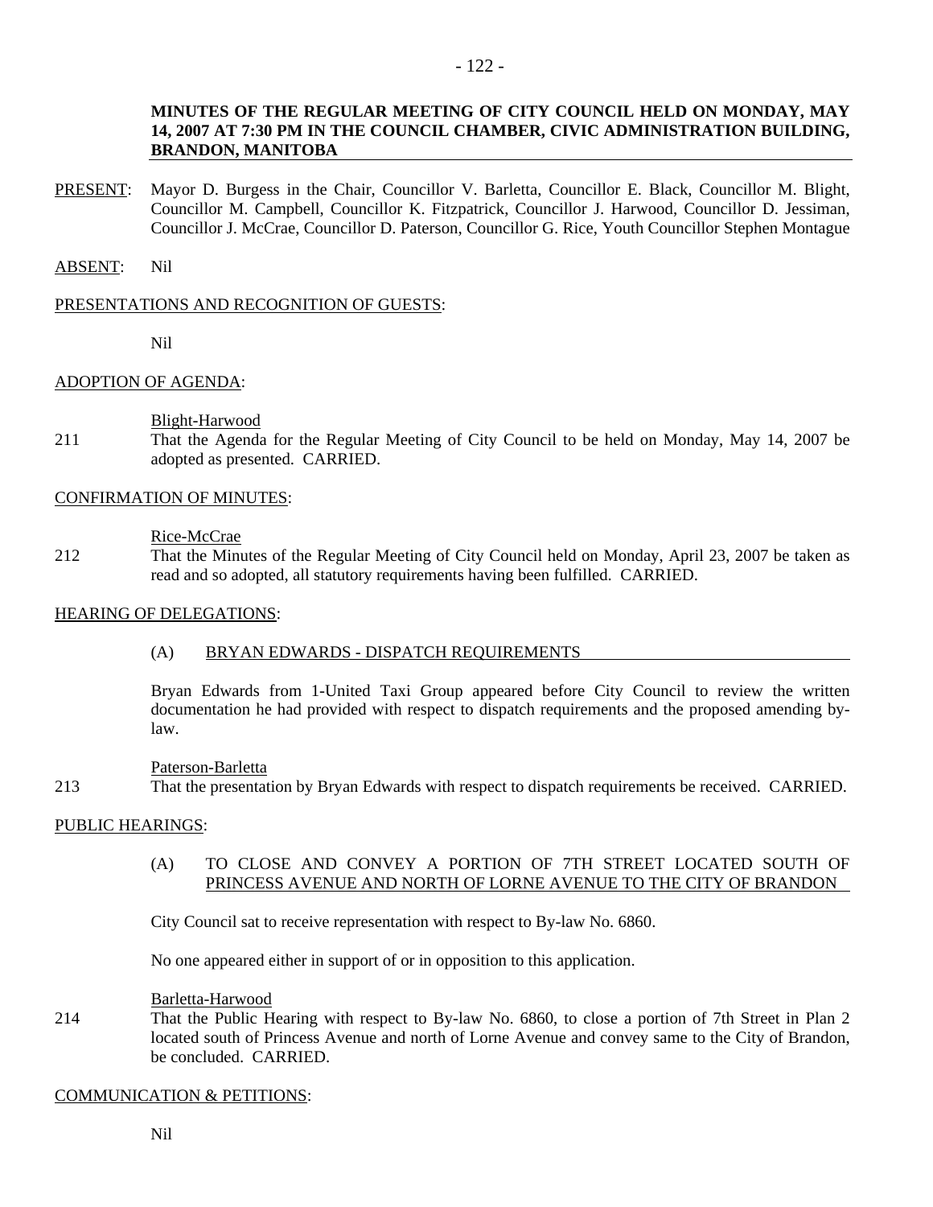**MINUTES OF THE REGULAR MEETING OF CITY COUNCIL HELD ON MONDAY, MAY 14, 2007 AT 7:30 PM IN THE COUNCIL CHAMBER, CIVIC ADMINISTRATION BUILDING, BRANDON, MANITOBA**

PRESENT: Mayor D. Burgess in the Chair, Councillor V. Barletta, Councillor E. Black, Councillor M. Blight, Councillor M. Campbell, Councillor K. Fitzpatrick, Councillor J. Harwood, Councillor D. Jessiman, Councillor J. McCrae, Councillor D. Paterson, Councillor G. Rice, Youth Councillor Stephen Montague

ABSENT: Nil

PRESENTATIONS AND RECOGNITION OF GUESTS:

Nil

ADOPTION OF AGENDA:

Blight-Harwood

211 That the Agenda for the Regular Meeting of City Council to be held on Monday, May 14, 2007 be adopted as presented. CARRIED.

CONFIRMATION OF MINUTES:

Rice-McCrae

212 That the Minutes of the Regular Meeting of City Council held on Monday, April 23, 2007 be taken as read and so adopted, all statutory requirements having been fulfilled. CARRIED.

HEARING OF DELEGATIONS:

(A) BRYAN EDWARDS - DISPATCH REQUIREMENTS

Bryan Edwards from 1-United Taxi Group appeared before City Council to review the written documentation he had provided with respect to dispatch requirements and the proposed amending by-law.

Paterson-Barletta

213 That the presentation by Bryan Edwards with respect to dispatch requirements be received. CARRIED.

PUBLIC HEARINGS:

(A) TO CLOSE AND CONVEY A PORTION OF 7TH STREET LOCATED SOUTH OF PRINCESS AVENUE AND NORTH OF LORNE AVENUE TO THE CITY OF BRANDON

City Council sat to receive representation with respect to By-law No. 6860.

No one appeared either in support of or in opposition to this application.

Barletta-Harwood

214 That the Public Hearing with respect to By-law No. 6860, to close a portion of 7th Street in Plan 2 located south of Princess Avenue and north of Lorne Avenue and convey same to the City of Brandon, be concluded. CARRIED.

COMMUNICATION & PETITIONS:

Nil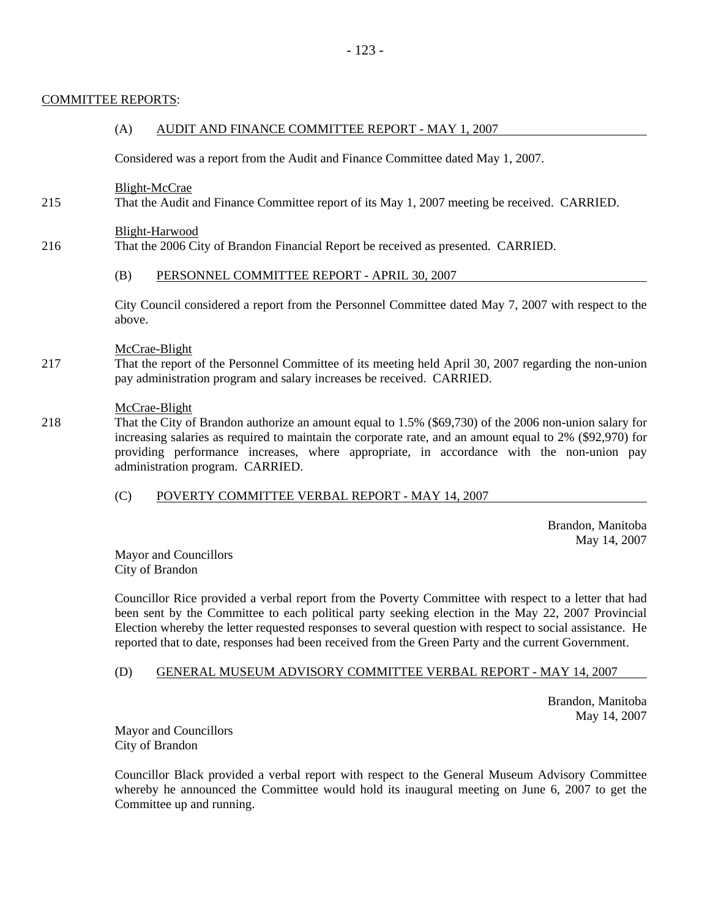COMMITTEE REPORTS:

(A) AUDIT AND FINANCE COMMITTEE REPORT - MAY 1, 2007

Considered was a report from the Audit and Finance Committee dated May 1, 2007.

Blight-McCrae

215 That the Audit and Finance Committee report of its May 1, 2007 meeting be received. CARRIED.

Blight-Harwood

216 That the 2006 City of Brandon Financial Report be received as presented. CARRIED.

(B) PERSONNEL COMMITTEE REPORT - APRIL 30, 2007

City Council considered a report from the Personnel Committee dated May 7, 2007 with respect to the above.

McCrae-Blight

217 That the report of the Personnel Committee of its meeting held April 30, 2007 regarding the non-union pay administration program and salary increases be received. CARRIED.

McCrae-Blight

218 That the City of Brandon authorize an amount equal to 1.5% ($69,730) of the 2006 non-union salary for increasing salaries as required to maintain the corporate rate, and an amount equal to 2% ($92,970) for providing performance increases, where appropriate, in accordance with the non-union pay administration program. CARRIED.

(C) POVERTY COMMITTEE VERBAL REPORT - MAY 14, 2007

Brandon, Manitoba
May 14, 2007

Mayor and Councillors
City of Brandon

Councillor Rice provided a verbal report from the Poverty Committee with respect to a letter that had been sent by the Committee to each political party seeking election in the May 22, 2007 Provincial Election whereby the letter requested responses to several question with respect to social assistance. He reported that to date, responses had been received from the Green Party and the current Government.

(D) GENERAL MUSEUM ADVISORY COMMITTEE VERBAL REPORT - MAY 14, 2007

Brandon, Manitoba
May 14, 2007

Mayor and Councillors
City of Brandon

Councillor Black provided a verbal report with respect to the General Museum Advisory Committee whereby he announced the Committee would hold its inaugural meeting on June 6, 2007 to get the Committee up and running.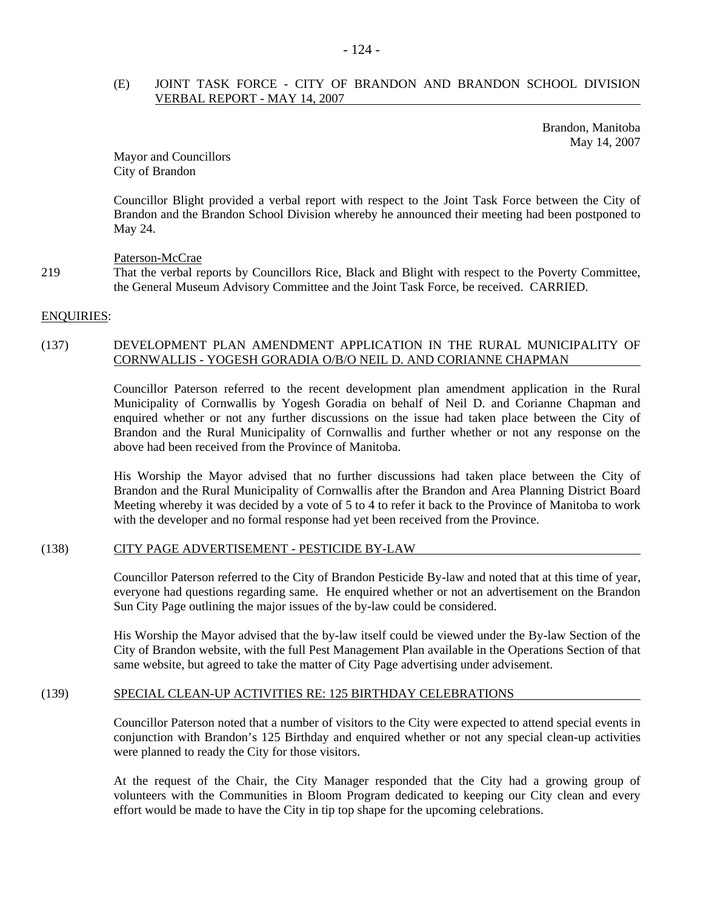(E) JOINT TASK FORCE - CITY OF BRANDON AND BRANDON SCHOOL DIVISION VERBAL REPORT - MAY 14, 2007

Brandon, Manitoba
May 14, 2007

Mayor and Councillors
City of Brandon

Councillor Blight provided a verbal report with respect to the Joint Task Force between the City of Brandon and the Brandon School Division whereby he announced their meeting had been postponed to May 24.

Paterson-McCrae

219 That the verbal reports by Councillors Rice, Black and Blight with respect to the Poverty Committee, the General Museum Advisory Committee and the Joint Task Force, be received. CARRIED.

ENQUIRIES:

(137) DEVELOPMENT PLAN AMENDMENT APPLICATION IN THE RURAL MUNICIPALITY OF CORNWALLIS - YOGESH GORADIA O/B/O NEIL D. AND CORIANNE CHAPMAN

Councillor Paterson referred to the recent development plan amendment application in the Rural Municipality of Cornwallis by Yogesh Goradia on behalf of Neil D. and Corianne Chapman and enquired whether or not any further discussions on the issue had taken place between the City of Brandon and the Rural Municipality of Cornwallis and further whether or not any response on the above had been received from the Province of Manitoba.

His Worship the Mayor advised that no further discussions had taken place between the City of Brandon and the Rural Municipality of Cornwallis after the Brandon and Area Planning District Board Meeting whereby it was decided by a vote of 5 to 4 to refer it back to the Province of Manitoba to work with the developer and no formal response had yet been received from the Province.

(138) CITY PAGE ADVERTISEMENT - PESTICIDE BY-LAW

Councillor Paterson referred to the City of Brandon Pesticide By-law and noted that at this time of year, everyone had questions regarding same. He enquired whether or not an advertisement on the Brandon Sun City Page outlining the major issues of the by-law could be considered.

His Worship the Mayor advised that the by-law itself could be viewed under the By-law Section of the City of Brandon website, with the full Pest Management Plan available in the Operations Section of that same website, but agreed to take the matter of City Page advertising under advisement.

(139) SPECIAL CLEAN-UP ACTIVITIES RE: 125 BIRTHDAY CELEBRATIONS

Councillor Paterson noted that a number of visitors to the City were expected to attend special events in conjunction with Brandon's 125 Birthday and enquired whether or not any special clean-up activities were planned to ready the City for those visitors.

At the request of the Chair, the City Manager responded that the City had a growing group of volunteers with the Communities in Bloom Program dedicated to keeping our City clean and every effort would be made to have the City in tip top shape for the upcoming celebrations.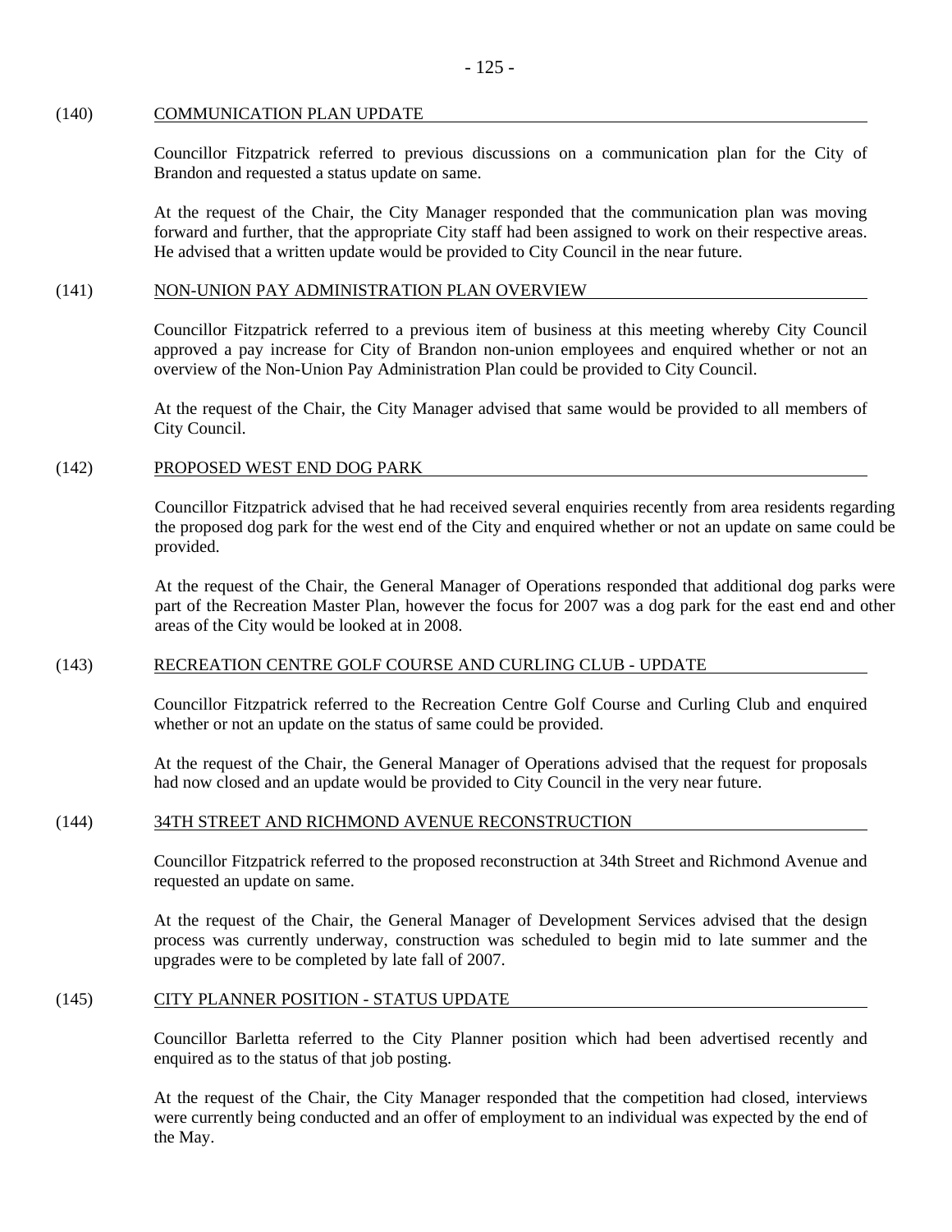(140) COMMUNICATION PLAN UPDATE

Councillor Fitzpatrick referred to previous discussions on a communication plan for the City of Brandon and requested a status update on same.

At the request of the Chair, the City Manager responded that the communication plan was moving forward and further, that the appropriate City staff had been assigned to work on their respective areas. He advised that a written update would be provided to City Council in the near future.

(141) NON-UNION PAY ADMINISTRATION PLAN OVERVIEW

Councillor Fitzpatrick referred to a previous item of business at this meeting whereby City Council approved a pay increase for City of Brandon non-union employees and enquired whether or not an overview of the Non-Union Pay Administration Plan could be provided to City Council.

At the request of the Chair, the City Manager advised that same would be provided to all members of City Council.

(142) PROPOSED WEST END DOG PARK

Councillor Fitzpatrick advised that he had received several enquiries recently from area residents regarding the proposed dog park for the west end of the City and enquired whether or not an update on same could be provided.

At the request of the Chair, the General Manager of Operations responded that additional dog parks were part of the Recreation Master Plan, however the focus for 2007 was a dog park for the east end and other areas of the City would be looked at in 2008.

(143) RECREATION CENTRE GOLF COURSE AND CURLING CLUB - UPDATE

Councillor Fitzpatrick referred to the Recreation Centre Golf Course and Curling Club and enquired whether or not an update on the status of same could be provided.

At the request of the Chair, the General Manager of Operations advised that the request for proposals had now closed and an update would be provided to City Council in the very near future.

(144) 34TH STREET AND RICHMOND AVENUE RECONSTRUCTION

Councillor Fitzpatrick referred to the proposed reconstruction at 34th Street and Richmond Avenue and requested an update on same.

At the request of the Chair, the General Manager of Development Services advised that the design process was currently underway, construction was scheduled to begin mid to late summer and the upgrades were to be completed by late fall of 2007.

(145) CITY PLANNER POSITION - STATUS UPDATE

Councillor Barletta referred to the City Planner position which had been advertised recently and enquired as to the status of that job posting.

At the request of the Chair, the City Manager responded that the competition had closed, interviews were currently being conducted and an offer of employment to an individual was expected by the end of the May.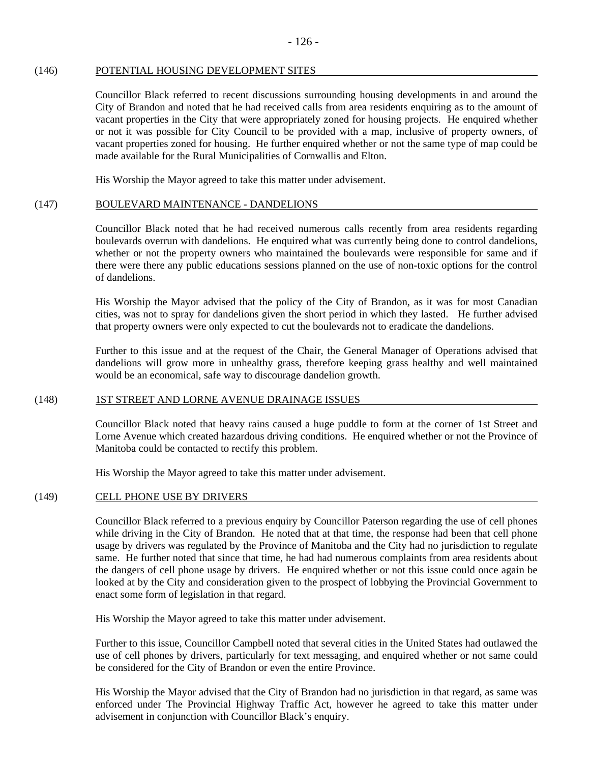## (146) POTENTIAL HOUSING DEVELOPMENT SITES

Councillor Black referred to recent discussions surrounding housing developments in and around the City of Brandon and noted that he had received calls from area residents enquiring as to the amount of vacant properties in the City that were appropriately zoned for housing projects. He enquired whether or not it was possible for City Council to be provided with a map, inclusive of property owners, of vacant properties zoned for housing. He further enquired whether or not the same type of map could be made available for the Rural Municipalities of Cornwallis and Elton.

His Worship the Mayor agreed to take this matter under advisement.

## (147) BOULEVARD MAINTENANCE - DANDELIONS

Councillor Black noted that he had received numerous calls recently from area residents regarding boulevards overrun with dandelions. He enquired what was currently being done to control dandelions, whether or not the property owners who maintained the boulevards were responsible for same and if there were there any public educations sessions planned on the use of non-toxic options for the control of dandelions.

His Worship the Mayor advised that the policy of the City of Brandon, as it was for most Canadian cities, was not to spray for dandelions given the short period in which they lasted. He further advised that property owners were only expected to cut the boulevards not to eradicate the dandelions.

Further to this issue and at the request of the Chair, the General Manager of Operations advised that dandelions will grow more in unhealthy grass, therefore keeping grass healthy and well maintained would be an economical, safe way to discourage dandelion growth.

## (148) 1ST STREET AND LORNE AVENUE DRAINAGE ISSUES

Councillor Black noted that heavy rains caused a huge puddle to form at the corner of 1st Street and Lorne Avenue which created hazardous driving conditions. He enquired whether or not the Province of Manitoba could be contacted to rectify this problem.

His Worship the Mayor agreed to take this matter under advisement.

## (149) CELL PHONE USE BY DRIVERS

Councillor Black referred to a previous enquiry by Councillor Paterson regarding the use of cell phones while driving in the City of Brandon. He noted that at that time, the response had been that cell phone usage by drivers was regulated by the Province of Manitoba and the City had no jurisdiction to regulate same. He further noted that since that time, he had had numerous complaints from area residents about the dangers of cell phone usage by drivers. He enquired whether or not this issue could once again be looked at by the City and consideration given to the prospect of lobbying the Provincial Government to enact some form of legislation in that regard.

His Worship the Mayor agreed to take this matter under advisement.

Further to this issue, Councillor Campbell noted that several cities in the United States had outlawed the use of cell phones by drivers, particularly for text messaging, and enquired whether or not same could be considered for the City of Brandon or even the entire Province.

His Worship the Mayor advised that the City of Brandon had no jurisdiction in that regard, as same was enforced under The Provincial Highway Traffic Act, however he agreed to take this matter under advisement in conjunction with Councillor Black's enquiry.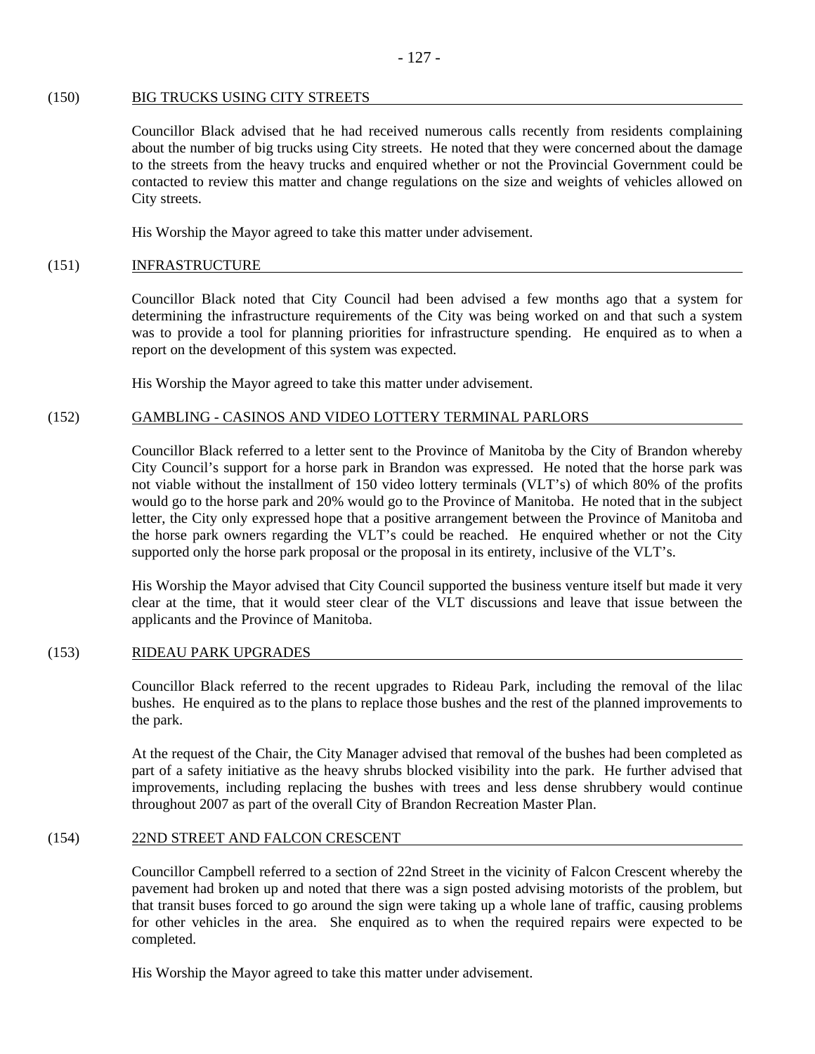## (150) BIG TRUCKS USING CITY STREETS

Councillor Black advised that he had received numerous calls recently from residents complaining about the number of big trucks using City streets. He noted that they were concerned about the damage to the streets from the heavy trucks and enquired whether or not the Provincial Government could be contacted to review this matter and change regulations on the size and weights of vehicles allowed on City streets.

His Worship the Mayor agreed to take this matter under advisement.

## (151) INFRASTRUCTURE

Councillor Black noted that City Council had been advised a few months ago that a system for determining the infrastructure requirements of the City was being worked on and that such a system was to provide a tool for planning priorities for infrastructure spending. He enquired as to when a report on the development of this system was expected.

His Worship the Mayor agreed to take this matter under advisement.

## (152) GAMBLING - CASINOS AND VIDEO LOTTERY TERMINAL PARLORS

Councillor Black referred to a letter sent to the Province of Manitoba by the City of Brandon whereby City Council's support for a horse park in Brandon was expressed. He noted that the horse park was not viable without the installment of 150 video lottery terminals (VLT's) of which 80% of the profits would go to the horse park and 20% would go to the Province of Manitoba. He noted that in the subject letter, the City only expressed hope that a positive arrangement between the Province of Manitoba and the horse park owners regarding the VLT's could be reached. He enquired whether or not the City supported only the horse park proposal or the proposal in its entirety, inclusive of the VLT's.

His Worship the Mayor advised that City Council supported the business venture itself but made it very clear at the time, that it would steer clear of the VLT discussions and leave that issue between the applicants and the Province of Manitoba.

## (153) RIDEAU PARK UPGRADES

Councillor Black referred to the recent upgrades to Rideau Park, including the removal of the lilac bushes. He enquired as to the plans to replace those bushes and the rest of the planned improvements to the park.

At the request of the Chair, the City Manager advised that removal of the bushes had been completed as part of a safety initiative as the heavy shrubs blocked visibility into the park. He further advised that improvements, including replacing the bushes with trees and less dense shrubbery would continue throughout 2007 as part of the overall City of Brandon Recreation Master Plan.

## (154) 22ND STREET AND FALCON CRESCENT

Councillor Campbell referred to a section of 22nd Street in the vicinity of Falcon Crescent whereby the pavement had broken up and noted that there was a sign posted advising motorists of the problem, but that transit buses forced to go around the sign were taking up a whole lane of traffic, causing problems for other vehicles in the area. She enquired as to when the required repairs were expected to be completed.

His Worship the Mayor agreed to take this matter under advisement.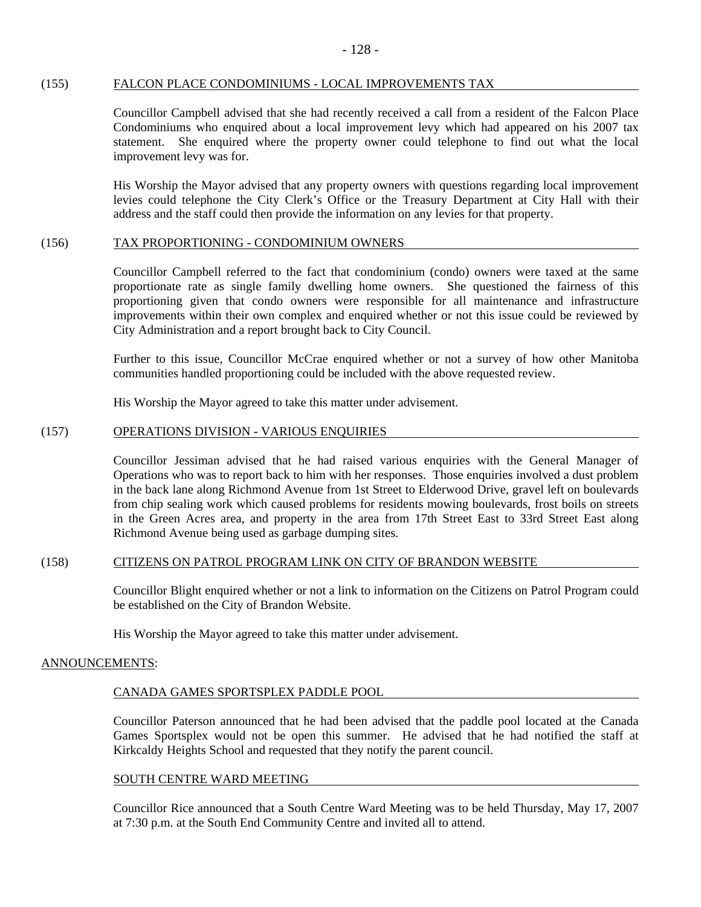## (155) FALCON PLACE CONDOMINIUMS - LOCAL IMPROVEMENTS TAX

Councillor Campbell advised that she had recently received a call from a resident of the Falcon Place Condominiums who enquired about a local improvement levy which had appeared on his 2007 tax statement. She enquired where the property owner could telephone to find out what the local improvement levy was for.

His Worship the Mayor advised that any property owners with questions regarding local improvement levies could telephone the City Clerk's Office or the Treasury Department at City Hall with their address and the staff could then provide the information on any levies for that property.

## (156) TAX PROPORTIONING - CONDOMINIUM OWNERS

Councillor Campbell referred to the fact that condominium (condo) owners were taxed at the same proportionate rate as single family dwelling home owners. She questioned the fairness of this proportioning given that condo owners were responsible for all maintenance and infrastructure improvements within their own complex and enquired whether or not this issue could be reviewed by City Administration and a report brought back to City Council.

Further to this issue, Councillor McCrae enquired whether or not a survey of how other Manitoba communities handled proportioning could be included with the above requested review.

His Worship the Mayor agreed to take this matter under advisement.

## (157) OPERATIONS DIVISION - VARIOUS ENQUIRIES

Councillor Jessiman advised that he had raised various enquiries with the General Manager of Operations who was to report back to him with her responses. Those enquiries involved a dust problem in the back lane along Richmond Avenue from 1st Street to Elderwood Drive, gravel left on boulevards from chip sealing work which caused problems for residents mowing boulevards, frost boils on streets in the Green Acres area, and property in the area from 17th Street East to 33rd Street East along Richmond Avenue being used as garbage dumping sites.

## (158) CITIZENS ON PATROL PROGRAM LINK ON CITY OF BRANDON WEBSITE

Councillor Blight enquired whether or not a link to information on the Citizens on Patrol Program could be established on the City of Brandon Website.

His Worship the Mayor agreed to take this matter under advisement.

## ANNOUNCEMENTS:

### CANADA GAMES SPORTSPLEX PADDLE POOL

Councillor Paterson announced that he had been advised that the paddle pool located at the Canada Games Sportsplex would not be open this summer. He advised that he had notified the staff at Kirkcaldy Heights School and requested that they notify the parent council.

### SOUTH CENTRE WARD MEETING

Councillor Rice announced that a South Centre Ward Meeting was to be held Thursday, May 17, 2007 at 7:30 p.m. at the South End Community Centre and invited all to attend.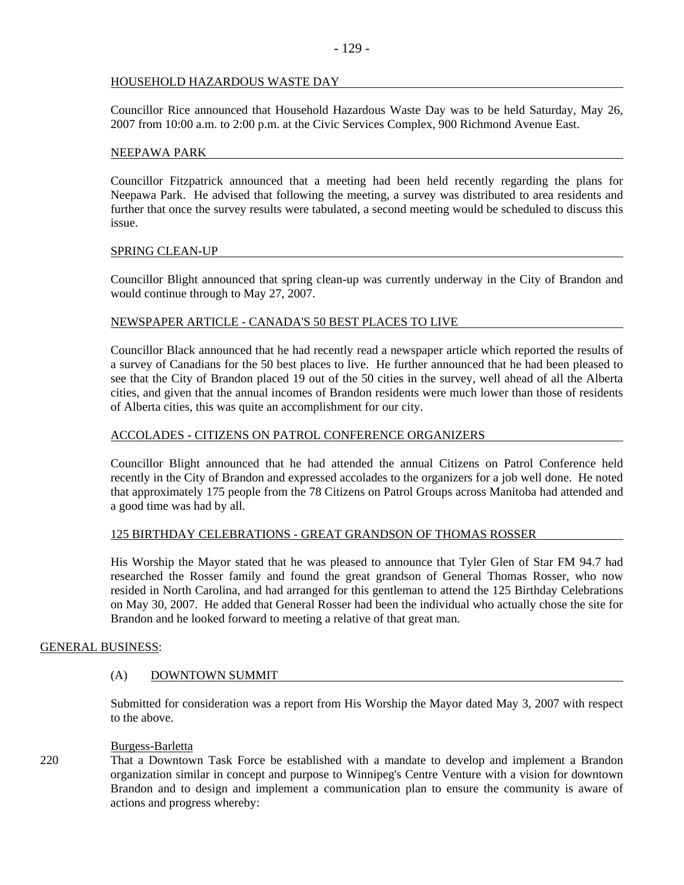HOUSEHOLD HAZARDOUS WASTE DAY

Councillor Rice announced that Household Hazardous Waste Day was to be held Saturday, May 26, 2007 from 10:00 a.m. to 2:00 p.m. at the Civic Services Complex, 900 Richmond Avenue East.

NEEPAWA PARK

Councillor Fitzpatrick announced that a meeting had been held recently regarding the plans for Neepawa Park. He advised that following the meeting, a survey was distributed to area residents and further that once the survey results were tabulated, a second meeting would be scheduled to discuss this issue.

SPRING CLEAN-UP

Councillor Blight announced that spring clean-up was currently underway in the City of Brandon and would continue through to May 27, 2007.

NEWSPAPER ARTICLE - CANADA'S 50 BEST PLACES TO LIVE

Councillor Black announced that he had recently read a newspaper article which reported the results of a survey of Canadians for the 50 best places to live. He further announced that he had been pleased to see that the City of Brandon placed 19 out of the 50 cities in the survey, well ahead of all the Alberta cities, and given that the annual incomes of Brandon residents were much lower than those of residents of Alberta cities, this was quite an accomplishment for our city.

ACCOLADES - CITIZENS ON PATROL CONFERENCE ORGANIZERS

Councillor Blight announced that he had attended the annual Citizens on Patrol Conference held recently in the City of Brandon and expressed accolades to the organizers for a job well done. He noted that approximately 175 people from the 78 Citizens on Patrol Groups across Manitoba had attended and a good time was had by all.

125 BIRTHDAY CELEBRATIONS - GREAT GRANDSON OF THOMAS ROSSER

His Worship the Mayor stated that he was pleased to announce that Tyler Glen of Star FM 94.7 had researched the Rosser family and found the great grandson of General Thomas Rosser, who now resided in North Carolina, and had arranged for this gentleman to attend the 125 Birthday Celebrations on May 30, 2007. He added that General Rosser had been the individual who actually chose the site for Brandon and he looked forward to meeting a relative of that great man.

GENERAL BUSINESS:

(A) DOWNTOWN SUMMIT

Submitted for consideration was a report from His Worship the Mayor dated May 3, 2007 with respect to the above.

Burgess-Barletta

220 That a Downtown Task Force be established with a mandate to develop and implement a Brandon organization similar in concept and purpose to Winnipeg's Centre Venture with a vision for downtown Brandon and to design and implement a communication plan to ensure the community is aware of actions and progress whereby: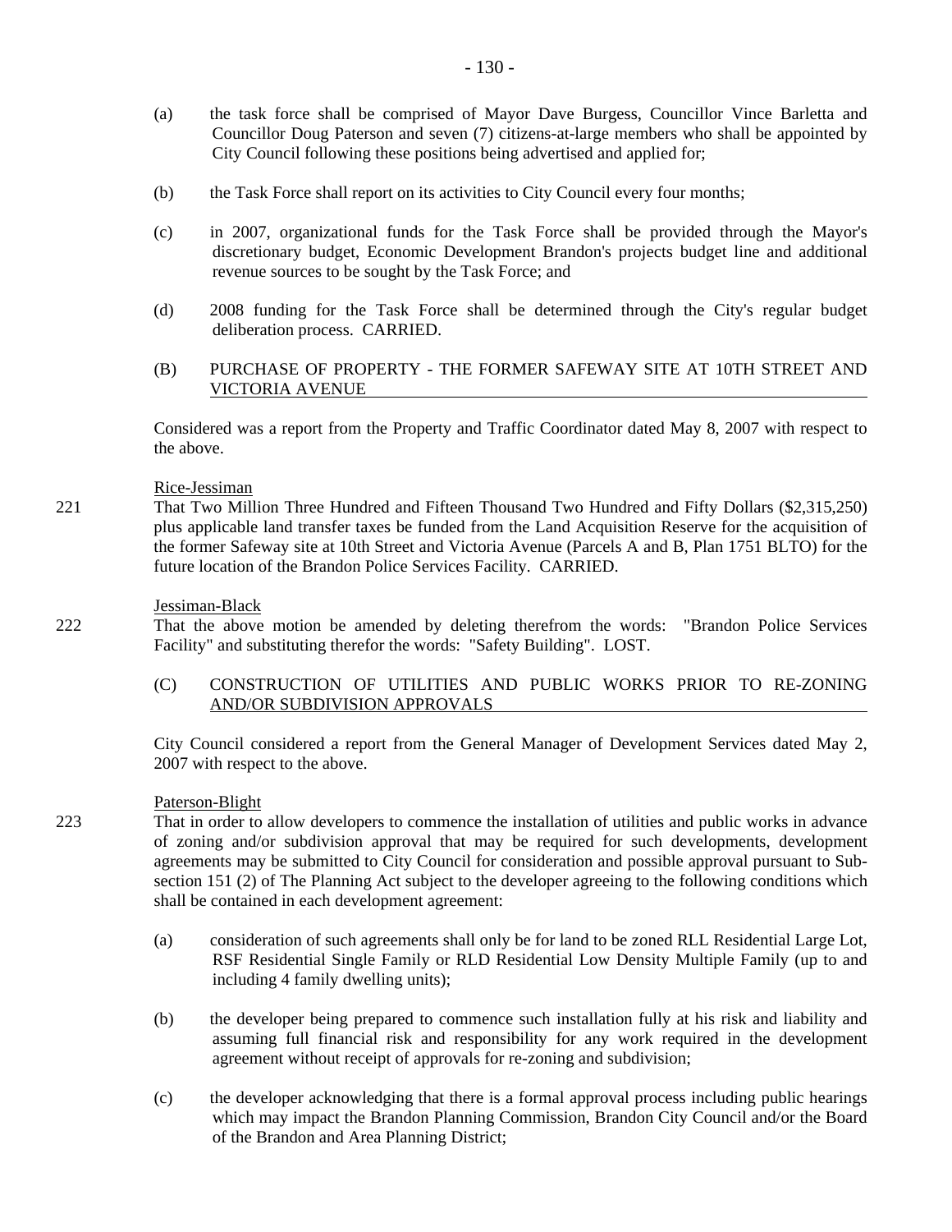(a) the task force shall be comprised of Mayor Dave Burgess, Councillor Vince Barletta and Councillor Doug Paterson and seven (7) citizens-at-large members who shall be appointed by City Council following these positions being advertised and applied for;

(b) the Task Force shall report on its activities to City Council every four months;

(c) in 2007, organizational funds for the Task Force shall be provided through the Mayor's discretionary budget, Economic Development Brandon's projects budget line and additional revenue sources to be sought by the Task Force; and

(d) 2008 funding for the Task Force shall be determined through the City's regular budget deliberation process. CARRIED.

(B) PURCHASE OF PROPERTY - THE FORMER SAFEWAY SITE AT 10TH STREET AND VICTORIA AVENUE

Considered was a report from the Property and Traffic Coordinator dated May 8, 2007 with respect to the above.

Rice-Jessiman

221 That Two Million Three Hundred and Fifteen Thousand Two Hundred and Fifty Dollars ($2,315,250) plus applicable land transfer taxes be funded from the Land Acquisition Reserve for the acquisition of the former Safeway site at 10th Street and Victoria Avenue (Parcels A and B, Plan 1751 BLTO) for the future location of the Brandon Police Services Facility. CARRIED.

Jessiman-Black

222 That the above motion be amended by deleting therefrom the words: "Brandon Police Services Facility" and substituting therefor the words: "Safety Building". LOST.

(C) CONSTRUCTION OF UTILITIES AND PUBLIC WORKS PRIOR TO RE-ZONING AND/OR SUBDIVISION APPROVALS

City Council considered a report from the General Manager of Development Services dated May 2, 2007 with respect to the above.

Paterson-Blight

223 That in order to allow developers to commence the installation of utilities and public works in advance of zoning and/or subdivision approval that may be required for such developments, development agreements may be submitted to City Council for consideration and possible approval pursuant to Sub-section 151 (2) of The Planning Act subject to the developer agreeing to the following conditions which shall be contained in each development agreement:

(a) consideration of such agreements shall only be for land to be zoned RLL Residential Large Lot, RSF Residential Single Family or RLD Residential Low Density Multiple Family (up to and including 4 family dwelling units);

(b) the developer being prepared to commence such installation fully at his risk and liability and assuming full financial risk and responsibility for any work required in the development agreement without receipt of approvals for re-zoning and subdivision;

(c) the developer acknowledging that there is a formal approval process including public hearings which may impact the Brandon Planning Commission, Brandon City Council and/or the Board of the Brandon and Area Planning District;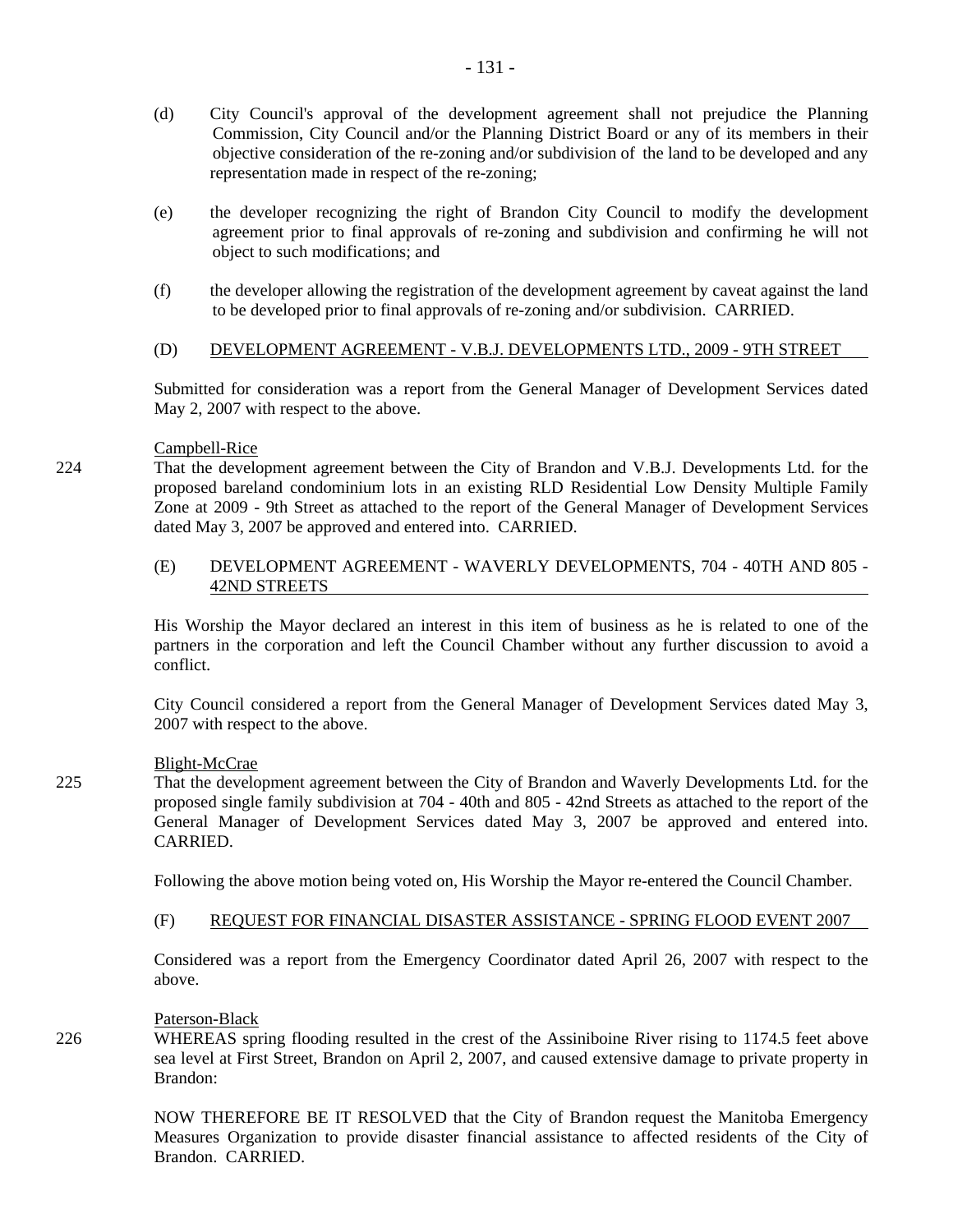(d) City Council's approval of the development agreement shall not prejudice the Planning Commission, City Council and/or the Planning District Board or any of its members in their objective consideration of the re-zoning and/or subdivision of the land to be developed and any representation made in respect of the re-zoning;

(e) the developer recognizing the right of Brandon City Council to modify the development agreement prior to final approvals of re-zoning and subdivision and confirming he will not object to such modifications; and

(f) the developer allowing the registration of the development agreement by caveat against the land to be developed prior to final approvals of re-zoning and/or subdivision. CARRIED.

(D) DEVELOPMENT AGREEMENT - V.B.J. DEVELOPMENTS LTD., 2009 - 9TH STREET

Submitted for consideration was a report from the General Manager of Development Services dated May 2, 2007 with respect to the above.

Campbell-Rice

224 That the development agreement between the City of Brandon and V.B.J. Developments Ltd. for the proposed bareland condominium lots in an existing RLD Residential Low Density Multiple Family Zone at 2009 - 9th Street as attached to the report of the General Manager of Development Services dated May 3, 2007 be approved and entered into. CARRIED.

(E) DEVELOPMENT AGREEMENT - WAVERLY DEVELOPMENTS, 704 - 40TH AND 805 - 42ND STREETS

His Worship the Mayor declared an interest in this item of business as he is related to one of the partners in the corporation and left the Council Chamber without any further discussion to avoid a conflict.

City Council considered a report from the General Manager of Development Services dated May 3, 2007 with respect to the above.

Blight-McCrae

225 That the development agreement between the City of Brandon and Waverly Developments Ltd. for the proposed single family subdivision at 704 - 40th and 805 - 42nd Streets as attached to the report of the General Manager of Development Services dated May 3, 2007 be approved and entered into. CARRIED.

Following the above motion being voted on, His Worship the Mayor re-entered the Council Chamber.

(F) REQUEST FOR FINANCIAL DISASTER ASSISTANCE - SPRING FLOOD EVENT 2007

Considered was a report from the Emergency Coordinator dated April 26, 2007 with respect to the above.

Paterson-Black

226 WHEREAS spring flooding resulted in the crest of the Assiniboine River rising to 1174.5 feet above sea level at First Street, Brandon on April 2, 2007, and caused extensive damage to private property in Brandon:

NOW THEREFORE BE IT RESOLVED that the City of Brandon request the Manitoba Emergency Measures Organization to provide disaster financial assistance to affected residents of the City of Brandon. CARRIED.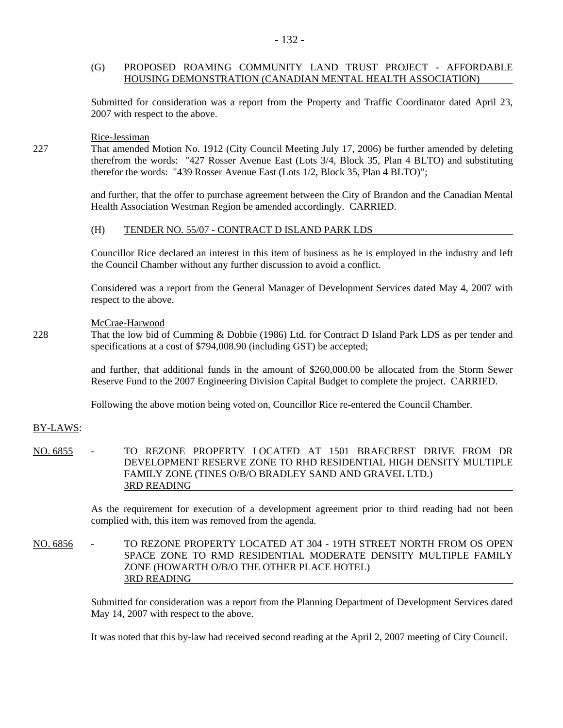(G) PROPOSED ROAMING COMMUNITY LAND TRUST PROJECT - AFFORDABLE HOUSING DEMONSTRATION (CANADIAN MENTAL HEALTH ASSOCIATION)

Submitted for consideration was a report from the Property and Traffic Coordinator dated April 23, 2007 with respect to the above.

Rice-Jessiman

227 That amended Motion No. 1912 (City Council Meeting July 17, 2006) be further amended by deleting therefrom the words: "427 Rosser Avenue East (Lots 3/4, Block 35, Plan 4 BLTO) and substituting therefor the words: "439 Rosser Avenue East (Lots 1/2, Block 35, Plan 4 BLTO)";

and further, that the offer to purchase agreement between the City of Brandon and the Canadian Mental Health Association Westman Region be amended accordingly. CARRIED.

(H) TENDER NO. 55/07 - CONTRACT D ISLAND PARK LDS

Councillor Rice declared an interest in this item of business as he is employed in the industry and left the Council Chamber without any further discussion to avoid a conflict.

Considered was a report from the General Manager of Development Services dated May 4, 2007 with respect to the above.

McCrae-Harwood

228 That the low bid of Cumming & Dobbie (1986) Ltd. for Contract D Island Park LDS as per tender and specifications at a cost of $794,008.90 (including GST) be accepted;

and further, that additional funds in the amount of $260,000.00 be allocated from the Storm Sewer Reserve Fund to the 2007 Engineering Division Capital Budget to complete the project. CARRIED.

Following the above motion being voted on, Councillor Rice re-entered the Council Chamber.

BY-LAWS:

NO. 6855 - TO REZONE PROPERTY LOCATED AT 1501 BRAECREST DRIVE FROM DR DEVELOPMENT RESERVE ZONE TO RHD RESIDENTIAL HIGH DENSITY MULTIPLE FAMILY ZONE (TINES O/B/O BRADLEY SAND AND GRAVEL LTD.) 3RD READING

As the requirement for execution of a development agreement prior to third reading had not been complied with, this item was removed from the agenda.

NO. 6856 - TO REZONE PROPERTY LOCATED AT 304 - 19TH STREET NORTH FROM OS OPEN SPACE ZONE TO RMD RESIDENTIAL MODERATE DENSITY MULTIPLE FAMILY ZONE (HOWARTH O/B/O THE OTHER PLACE HOTEL) 3RD READING

Submitted for consideration was a report from the Planning Department of Development Services dated May 14, 2007 with respect to the above.

It was noted that this by-law had received second reading at the April 2, 2007 meeting of City Council.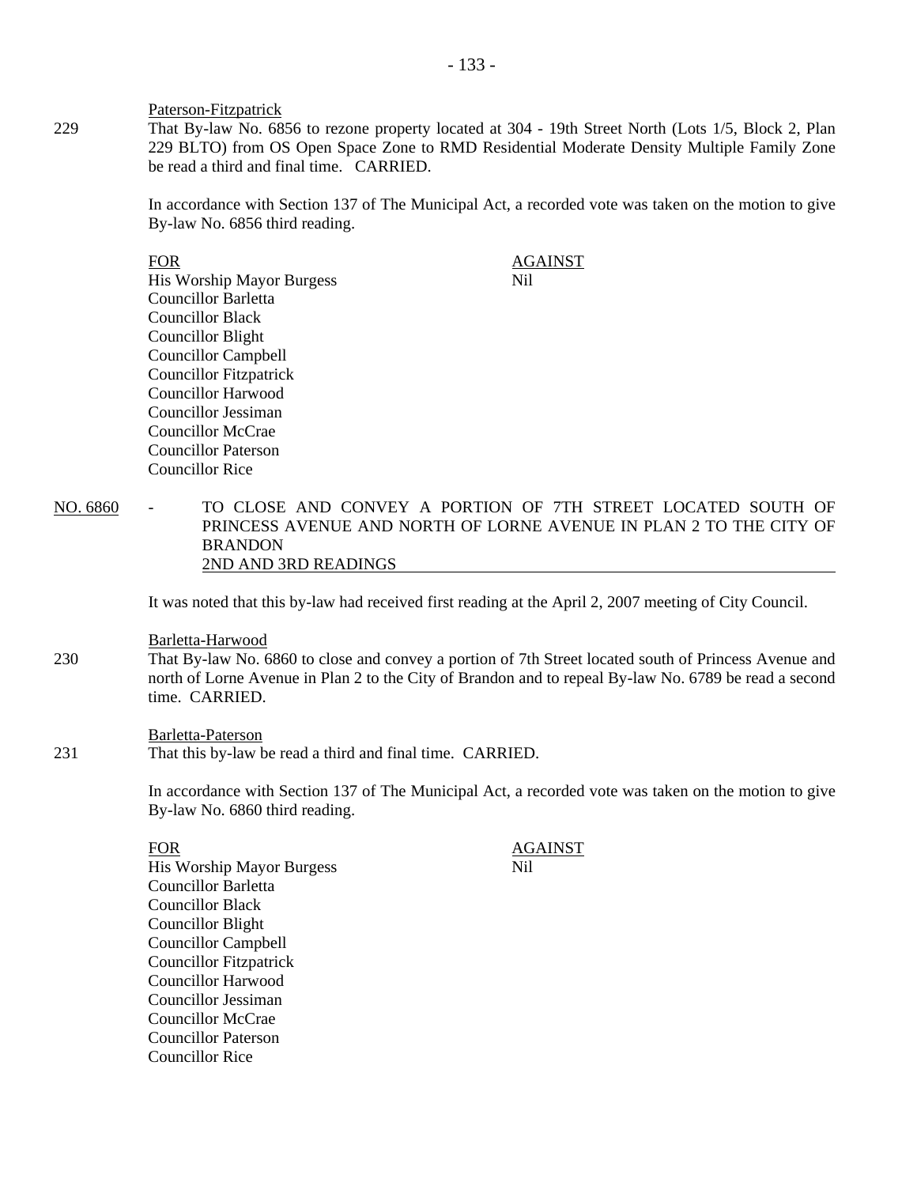Paterson-Fitzpatrick

229 That By-law No. 6856 to rezone property located at 304 - 19th Street North (Lots 1/5, Block 2, Plan 229 BLTO) from OS Open Space Zone to RMD Residential Moderate Density Multiple Family Zone be read a third and final time. CARRIED.

In accordance with Section 137 of The Municipal Act, a recorded vote was taken on the motion to give By-law No. 6856 third reading.

| FOR | AGAINST |
|---|---|
| His Worship Mayor Burgess | Nil |
| Councillor Barletta | |
| Councillor Black | |
| Councillor Blight | |
| Councillor Campbell | |
| Councillor Fitzpatrick | |
| Councillor Harwood | |
| Councillor Jessiman | |
| Councillor McCrae | |
| Councillor Paterson | |
| Councillor Rice | |

NO. 6860 - TO CLOSE AND CONVEY A PORTION OF 7TH STREET LOCATED SOUTH OF PRINCESS AVENUE AND NORTH OF LORNE AVENUE IN PLAN 2 TO THE CITY OF BRANDON
2ND AND 3RD READINGS

It was noted that this by-law had received first reading at the April 2, 2007 meeting of City Council.

Barletta-Harwood

230 That By-law No. 6860 to close and convey a portion of 7th Street located south of Princess Avenue and north of Lorne Avenue in Plan 2 to the City of Brandon and to repeal By-law No. 6789 be read a second time. CARRIED.

Barletta-Paterson

231 That this by-law be read a third and final time. CARRIED.

In accordance with Section 137 of The Municipal Act, a recorded vote was taken on the motion to give By-law No. 6860 third reading.

| FOR | AGAINST |
|---|---|
| His Worship Mayor Burgess | Nil |
| Councillor Barletta | |
| Councillor Black | |
| Councillor Blight | |
| Councillor Campbell | |
| Councillor Fitzpatrick | |
| Councillor Harwood | |
| Councillor Jessiman | |
| Councillor McCrae | |
| Councillor Paterson | |
| Councillor Rice | |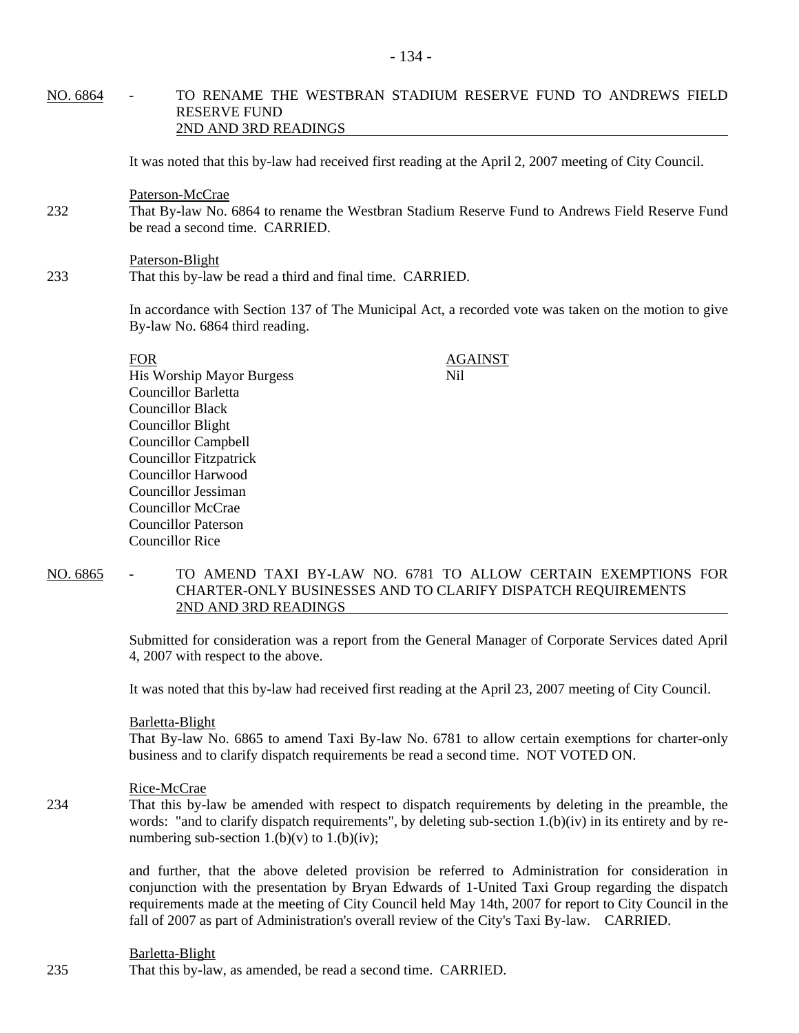**NO. 6864 - TO RENAME THE WESTBRAN STADIUM RESERVE FUND TO ANDREWS FIELD RESERVE FUND**
**2ND AND 3RD READINGS**

It was noted that this by-law had received first reading at the April 2, 2007 meeting of City Council.

Paterson-McCrae

232 That By-law No. 6864 to rename the Westbran Stadium Reserve Fund to Andrews Field Reserve Fund be read a second time. CARRIED.

Paterson-Blight

233 That this by-law be read a third and final time. CARRIED.

In accordance with Section 137 of The Municipal Act, a recorded vote was taken on the motion to give By-law No. 6864 third reading.

| FOR | AGAINST |
|---|---|
| His Worship Mayor Burgess | Nil |
| Councillor Barletta | |
| Councillor Black | |
| Councillor Blight | |
| Councillor Campbell | |
| Councillor Fitzpatrick | |
| Councillor Harwood | |
| Councillor Jessiman | |
| Councillor McCrae | |
| Councillor Paterson | |
| Councillor Rice | |

**NO. 6865 - TO AMEND TAXI BY-LAW NO. 6781 TO ALLOW CERTAIN EXEMPTIONS FOR CHARTER-ONLY BUSINESSES AND TO CLARIFY DISPATCH REQUIREMENTS**
**2ND AND 3RD READINGS**

Submitted for consideration was a report from the General Manager of Corporate Services dated April 4, 2007 with respect to the above.

It was noted that this by-law had received first reading at the April 23, 2007 meeting of City Council.

Barletta-Blight

That By-law No. 6865 to amend Taxi By-law No. 6781 to allow certain exemptions for charter-only business and to clarify dispatch requirements be read a second time. NOT VOTED ON.

Rice-McCrae

234 That this by-law be amended with respect to dispatch requirements by deleting in the preamble, the words: "and to clarify dispatch requirements", by deleting sub-section 1.(b)(iv) in its entirety and by re-numbering sub-section 1.(b)(v) to 1.(b)(iv);

and further, that the above deleted provision be referred to Administration for consideration in conjunction with the presentation by Bryan Edwards of 1-United Taxi Group regarding the dispatch requirements made at the meeting of City Council held May 14th, 2007 for report to City Council in the fall of 2007 as part of Administration's overall review of the City's Taxi By-law. CARRIED.

Barletta-Blight

235 That this by-law, as amended, be read a second time. CARRIED.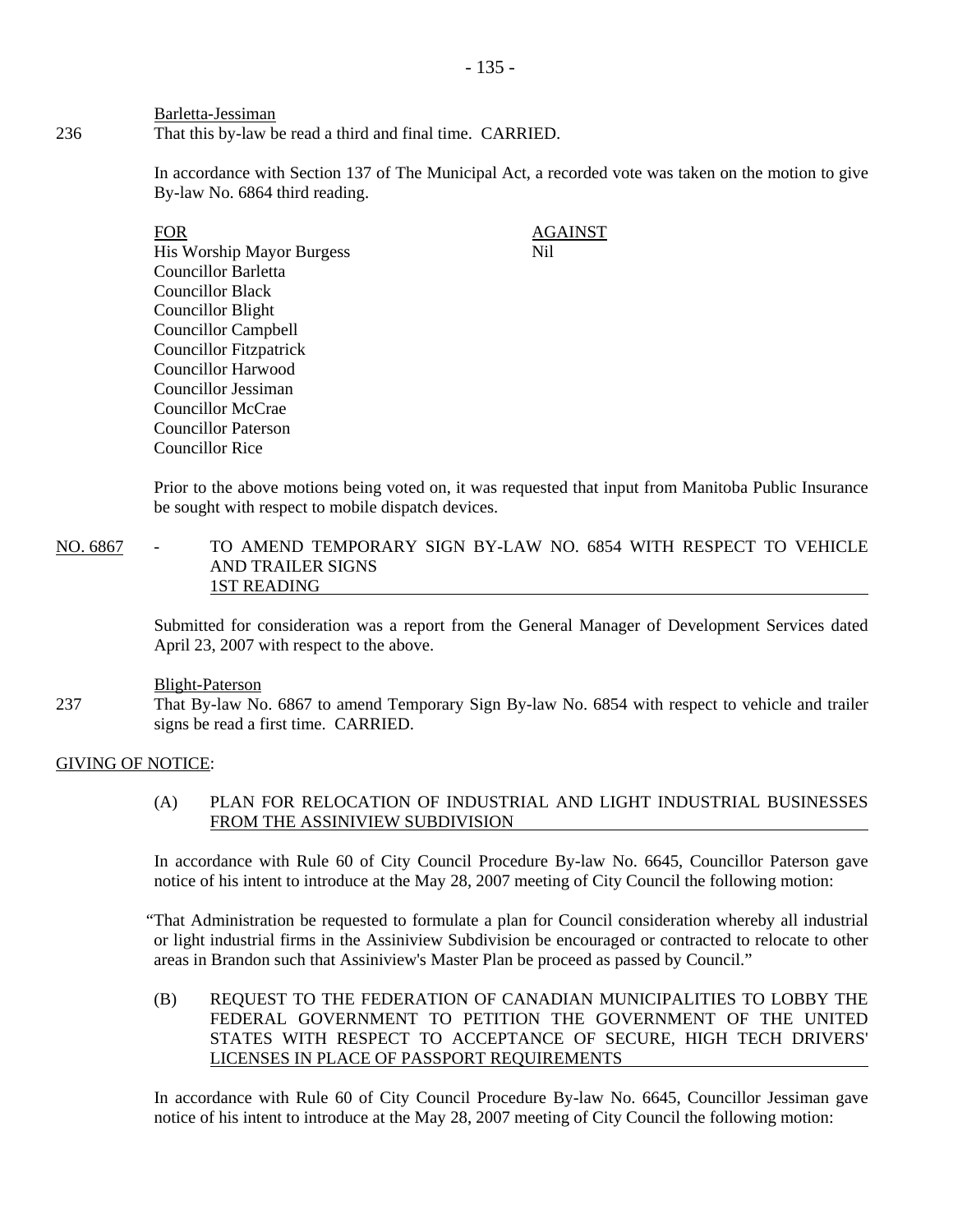Barletta-Jessiman

236 That this by-law be read a third and final time. CARRIED.

In accordance with Section 137 of The Municipal Act, a recorded vote was taken on the motion to give By-law No. 6864 third reading.

| FOR | AGAINST |
|---|---|
| His Worship Mayor Burgess | Nil |
| Councillor Barletta | |
| Councillor Black | |
| Councillor Blight | |
| Councillor Campbell | |
| Councillor Fitzpatrick | |
| Councillor Harwood | |
| Councillor Jessiman | |
| Councillor McCrae | |
| Councillor Paterson | |
| Councillor Rice | |

Prior to the above motions being voted on, it was requested that input from Manitoba Public Insurance be sought with respect to mobile dispatch devices.

NO. 6867 - TO AMEND TEMPORARY SIGN BY-LAW NO. 6854 WITH RESPECT TO VEHICLE AND TRAILER SIGNS
1ST READING

Submitted for consideration was a report from the General Manager of Development Services dated April 23, 2007 with respect to the above.

Blight-Paterson

237 That By-law No. 6867 to amend Temporary Sign By-law No. 6854 with respect to vehicle and trailer signs be read a first time. CARRIED.

GIVING OF NOTICE:

(A) PLAN FOR RELOCATION OF INDUSTRIAL AND LIGHT INDUSTRIAL BUSINESSES FROM THE ASSINIVIEW SUBDIVISION

In accordance with Rule 60 of City Council Procedure By-law No. 6645, Councillor Paterson gave notice of his intent to introduce at the May 28, 2007 meeting of City Council the following motion:

"That Administration be requested to formulate a plan for Council consideration whereby all industrial or light industrial firms in the Assiniview Subdivision be encouraged or contracted to relocate to other areas in Brandon such that Assiniview's Master Plan be proceed as passed by Council."

(B) REQUEST TO THE FEDERATION OF CANADIAN MUNICIPALITIES TO LOBBY THE FEDERAL GOVERNMENT TO PETITION THE GOVERNMENT OF THE UNITED STATES WITH RESPECT TO ACCEPTANCE OF SECURE, HIGH TECH DRIVERS' LICENSES IN PLACE OF PASSPORT REQUIREMENTS

In accordance with Rule 60 of City Council Procedure By-law No. 6645, Councillor Jessiman gave notice of his intent to introduce at the May 28, 2007 meeting of City Council the following motion: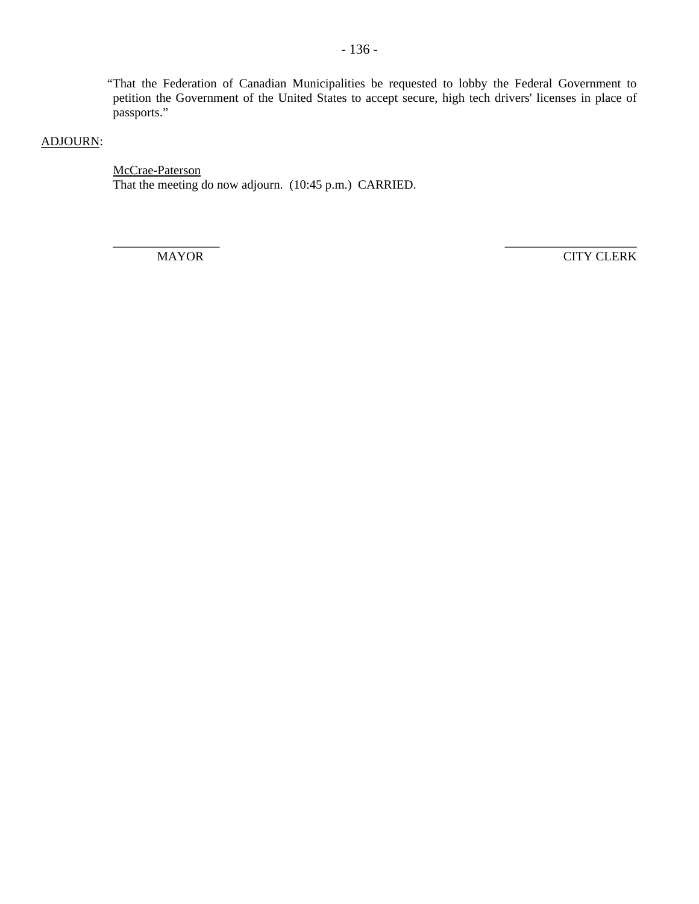"That the Federation of Canadian Municipalities be requested to lobby the Federal Government to petition the Government of the United States to accept secure, high tech drivers' licenses in place of passports."

ADJOURN:

McCrae-Paterson
That the meeting do now adjourn. (10:45 p.m.) CARRIED.

\_\_\_\_\_\_\_\_\_\_\_\_\_\_\_\_\_ MAYOR

\_\_\_\_\_\_\_\_\_\_\_\_\_\_\_\_\_\_\_\_\_\_ CITY CLERK